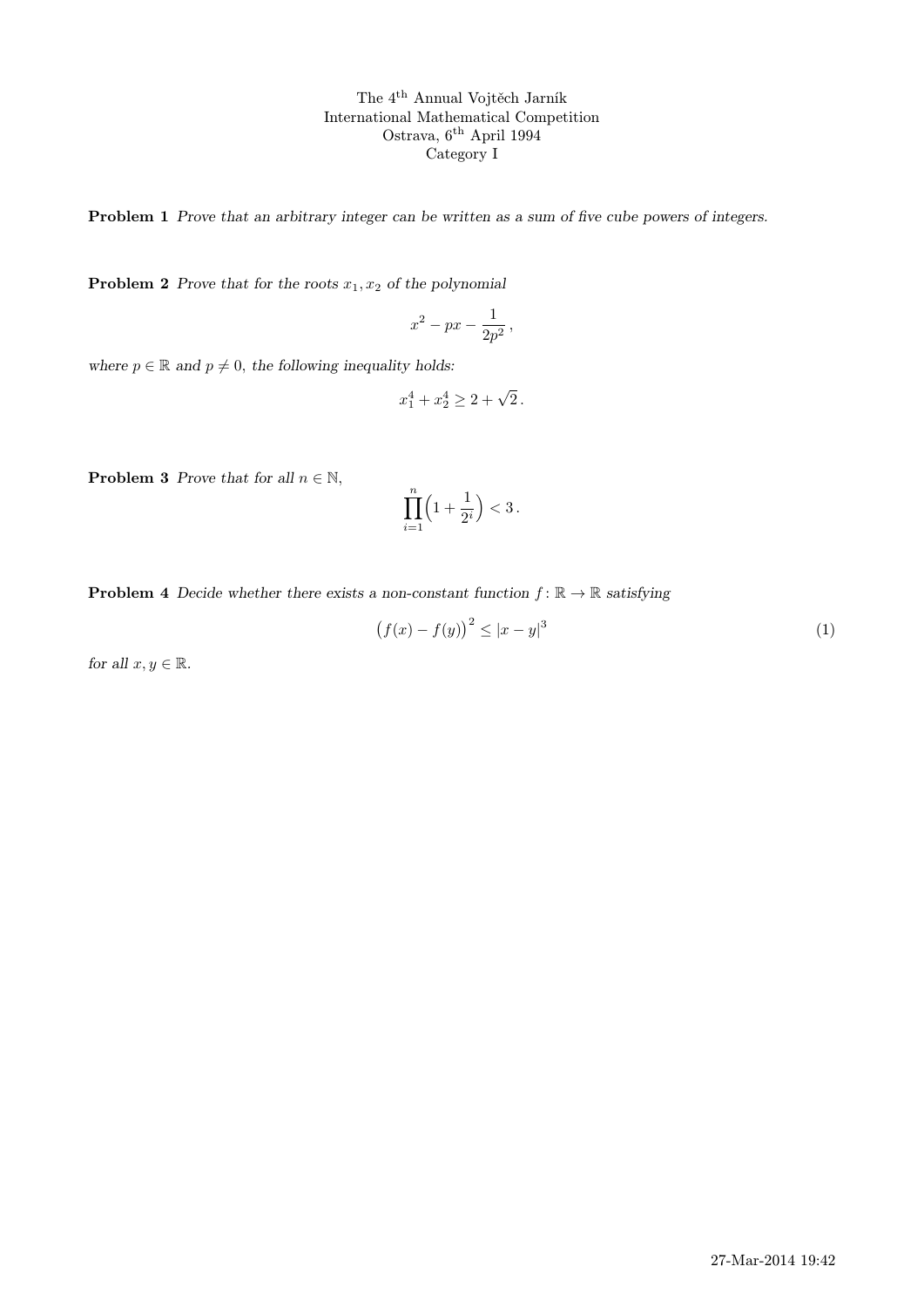The 4$^{\text{th}}$ Annual Vojtěch Jarník
International Mathematical Competition
Ostrava, 6$^{\text{th}}$ April 1994
Category I

**Problem 1** *Prove that an arbitrary integer can be written as a sum of five cube powers of integers.*

**Problem 2** *Prove that for the roots $x_1, x_2$ of the polynomial*

$$x^2 - px - \frac{1}{2p^2},$$

*where $p \in \mathbb{R}$ and $p \neq 0$, the following inequality holds:*

$$x_1^4 + x_2^4 \geq 2 + \sqrt{2}.$$

**Problem 3** *Prove that for all $n \in \mathbb{N}$,*

$$\prod_{i=1}^{n} \Big(1 + \frac{1}{2^i}\Big) < 3.$$

**Problem 4** *Decide whether there exists a non-constant function $f : \mathbb{R} \to \mathbb{R}$ satisfying*

$$\big(f(x) - f(y)\big)^2 \leq |x - y|^3 \tag{1}$$

*for all $x, y \in \mathbb{R}$.*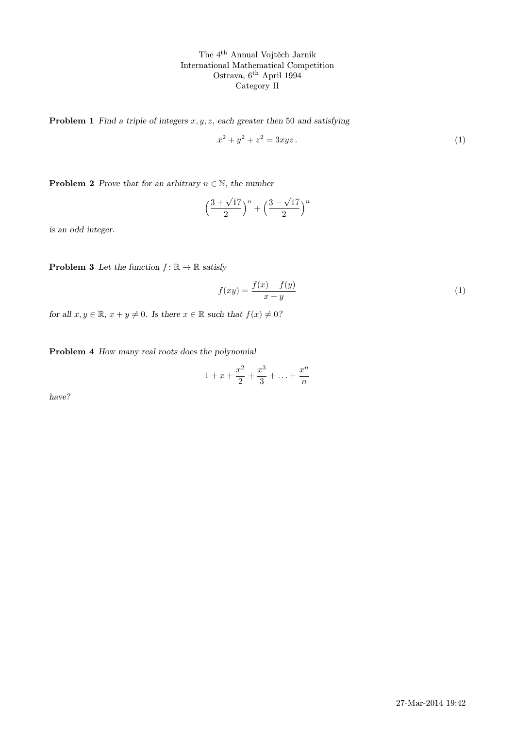The 4th Annual Vojtěch Jarník
International Mathematical Competition
Ostrava, 6th April 1994
Category II

**Problem 1** *Find a triple of integers $x, y, z$, each greater then 50 and satisfying*

$$x^2 + y^2 + z^2 = 3xyz\,. \tag{1}$$

**Problem 2** *Prove that for an arbitrary $n \in \mathbb{N}$, the number*

$$\Big(\frac{3+\sqrt{17}}{2}\Big)^n + \Big(\frac{3-\sqrt{17}}{2}\Big)^n$$

*is an odd integer.*

**Problem 3** *Let the function $f : \mathbb{R} \to \mathbb{R}$ satisfy*

$$f(xy) = \frac{f(x) + f(y)}{x + y} \tag{1}$$

*for all $x, y \in \mathbb{R}$, $x + y \neq 0$. Is there $x \in \mathbb{R}$ such that $f(x) \neq 0$?*

**Problem 4** *How many real roots does the polynomial*

$$1 + x + \frac{x^2}{2} + \frac{x^3}{3} + \ldots + \frac{x^n}{n}$$

*have?*